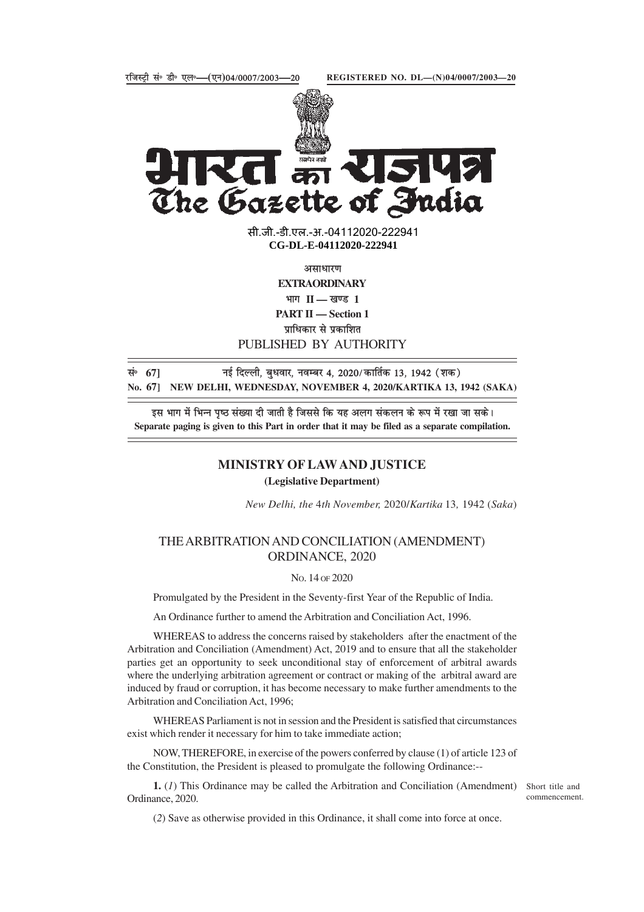रजिस्ट्री सं॰ डी॰ एल॰—(एन)04/0007/2003—20 REGISTERED NO. DL—(N)04/0007/2003—20

# भारत का राजपत्र
# The Gazette of India

सी.जी.-डी.एल.-अ.-04112020-222941
**CG-DL-E-04112020-222941**

असाधारण
**EXTRAORDINARY**
भाग II — खण्ड 1
**PART II — Section 1**
प्राधिकार से प्रकाशित
PUBLISHED BY AUTHORITY

सं॰ **67]** नई दिल्ली, बुधवार, नवम्बर 4, 2020/कार्तिक 13, 1942 (शक)
**No. 67] NEW DELHI, WEDNESDAY, NOVEMBER 4, 2020/KARTIKA 13, 1942 (SAKA)**

इस भाग में भिन्न पृष्ठ संख्या दी जाती है जिससे कि यह अलग संकलन के रूप में रखा जा सके।
**Separate paging is given to this Part in order that it may be filed as a separate compilation.**

## MINISTRY OF LAW AND JUSTICE

**(Legislative Department)**

*New Delhi, the 4th November, 2020/Kartika 13, 1942 (Saka)*

## THE ARBITRATION AND CONCILIATION (AMENDMENT) ORDINANCE, 2020

No. 14 of 2020

Promulgated by the President in the Seventy-first Year of the Republic of India.

An Ordinance further to amend the Arbitration and Conciliation Act, 1996.

WHEREAS to address the concerns raised by stakeholders after the enactment of the Arbitration and Conciliation (Amendment) Act, 2019 and to ensure that all the stakeholder parties get an opportunity to seek unconditional stay of enforcement of arbitral awards where the underlying arbitration agreement or contract or making of the arbitral award are induced by fraud or corruption, it has become necessary to make further amendments to the Arbitration and Conciliation Act, 1996;

WHEREAS Parliament is not in session and the President is satisfied that circumstances exist which render it necessary for him to take immediate action;

NOW, THEREFORE, in exercise of the powers conferred by clause (1) of article 123 of the Constitution, the President is pleased to promulgate the following Ordinance:--

Short title and commencement.

**1.** (*1*) This Ordinance may be called the Arbitration and Conciliation (Amendment) Ordinance, 2020.

(*2*) Save as otherwise provided in this Ordinance, it shall come into force at once.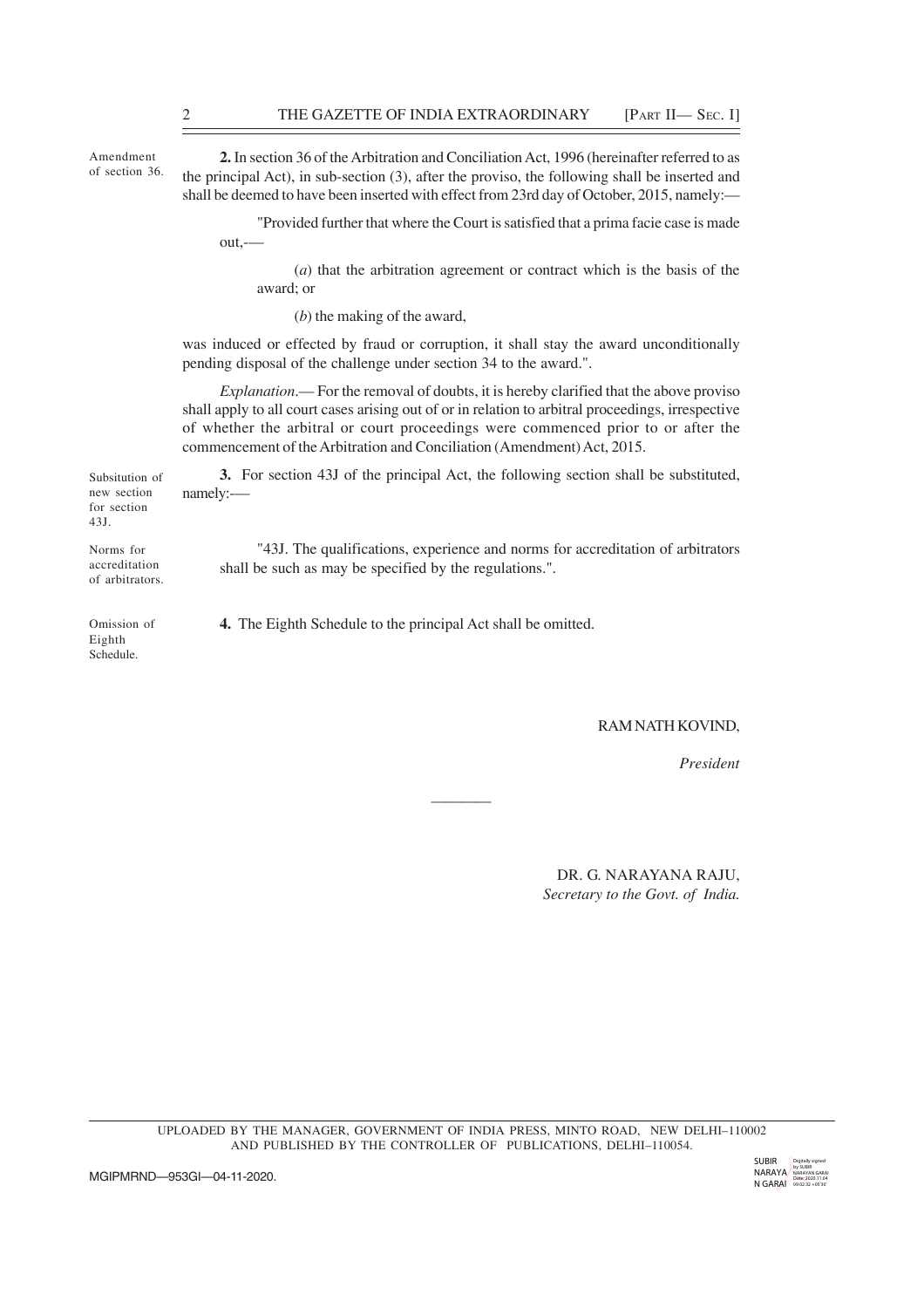Amendment of section 36.

**2.** In section 36 of the Arbitration and Conciliation Act, 1996 (hereinafter referred to as the principal Act), in sub-section (3), after the proviso, the following shall be inserted and shall be deemed to have been inserted with effect from 23rd day of October, 2015, namely:—

"Provided further that where the Court is satisfied that a prima facie case is made out,-—

(*a*) that the arbitration agreement or contract which is the basis of the award; or

(*b*) the making of the award,

was induced or effected by fraud or corruption, it shall stay the award unconditionally pending disposal of the challenge under section 34 to the award.".

*Explanation*.— For the removal of doubts, it is hereby clarified that the above proviso shall apply to all court cases arising out of or in relation to arbitral proceedings, irrespective of whether the arbitral or court proceedings were commenced prior to or after the commencement of the Arbitration and Conciliation (Amendment) Act, 2015.

Subsitution of new section for section 43J.

**3.** For section 43J of the principal Act, the following section shall be substituted, namely:-—

Norms for accreditation of arbitrators.

"43J. The qualifications, experience and norms for accreditation of arbitrators shall be such as may be specified by the regulations.".

Omission of Eighth Schedule.

**4.** The Eighth Schedule to the principal Act shall be omitted.

RAM NATH KOVIND,

*President*

———

DR. G. NARAYANA RAJU,
*Secretary to the Govt. of India.*

UPLOADED BY THE MANAGER, GOVERNMENT OF INDIA PRESS, MINTO ROAD, NEW DELHI–110002 AND PUBLISHED BY THE CONTROLLER OF PUBLICATIONS, DELHI–110054.

MGIPMRND—953GI—04-11-2020.